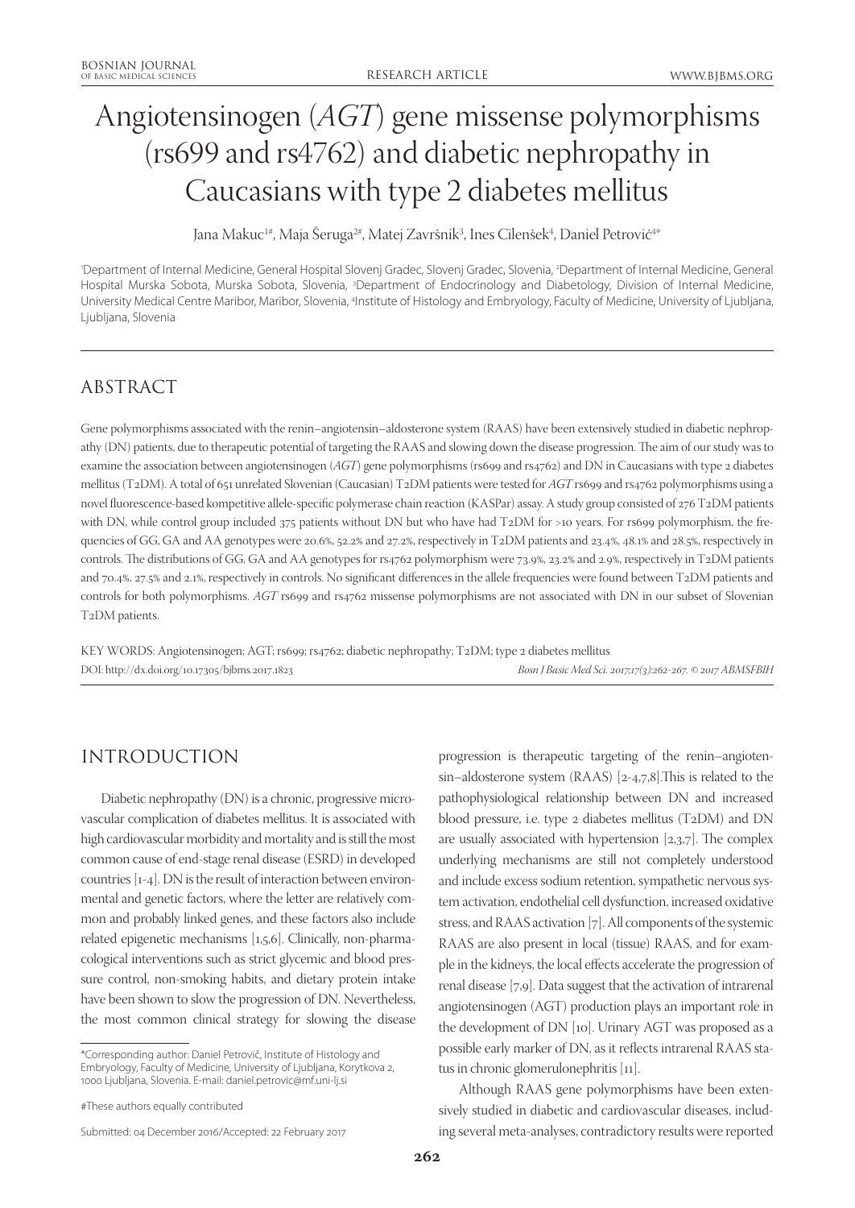# Angiotensinogen (*AGT*) gene missense polymorphisms (rs699 and rs4762) and diabetic nephropathy in Caucasians with type 2 diabetes mellitus

Jana Makuc[1#], Maja Šeruga[2#], Matej Završnik[3], Ines Cilenšek[4], Daniel Petrovič[4*]

[1]Department of Internal Medicine, General Hospital Slovenj Gradec, Slovenj Gradec, Slovenia, [2]Department of Internal Medicine, General Hospital Murska Sobota, Murska Sobota, Slovenia, [3]Department of Endocrinology and Diabetology, Division of Internal Medicine, University Medical Centre Maribor, Maribor, Slovenia, [4]Institute of Histology and Embryology, Faculty of Medicine, University of Ljubljana, Ljubljana, Slovenia

## ABSTRACT

Gene polymorphisms associated with the renin–angiotensin–aldosterone system (RAAS) have been extensively studied in diabetic nephropathy (DN) patients, due to therapeutic potential of targeting the RAAS and slowing down the disease progression. The aim of our study was to examine the association between angiotensinogen (*AGT*) gene polymorphisms (rs699 and rs4762) and DN in Caucasians with type 2 diabetes mellitus (T2DM). A total of 651 unrelated Slovenian (Caucasian) T2DM patients were tested for *AGT* rs699 and rs4762 polymorphisms using a novel fluorescence-based kompetitive allele-specific polymerase chain reaction (KASPar) assay. A study group consisted of 276 T2DM patients with DN, while control group included 375 patients without DN but who have had T2DM for >10 years. For rs699 polymorphism, the frequencies of GG, GA and AA genotypes were 20.6%, 52.2% and 27.2%, respectively in T2DM patients and 23.4%, 48.1% and 28.5%, respectively in controls. The distributions of GG, GA and AA genotypes for rs4762 polymorphism were 73.9%, 23.2% and 2.9%, respectively in T2DM patients and 70.4%, 27.5% and 2.1%, respectively in controls. No significant differences in the allele frequencies were found between T2DM patients and controls for both polymorphisms. *AGT* rs699 and rs4762 missense polymorphisms are not associated with DN in our subset of Slovenian T2DM patients.

KEY WORDS: Angiotensinogen; AGT; rs699; rs4762; diabetic nephropathy; T2DM; type 2 diabetes mellitus

DOI: http://dx.doi.org/10.17305/bjbms.2017.1823

*Bosn J Basic Med Sci. 2017;17(3):262-267. © 2017 ABMSFBIH*

## INTRODUCTION

Diabetic nephropathy (DN) is a chronic, progressive microvascular complication of diabetes mellitus. It is associated with high cardiovascular morbidity and mortality and is still the most common cause of end-stage renal disease (ESRD) in developed countries [1-4]. DN is the result of interaction between environmental and genetic factors, where the letter are relatively common and probably linked genes, and these factors also include related epigenetic mechanisms [1,5,6]. Clinically, non-pharmacological interventions such as strict glycemic and blood pressure control, non-smoking habits, and dietary protein intake have been shown to slow the progression of DN. Nevertheless, the most common clinical strategy for slowing the disease progression is therapeutic targeting of the renin–angiotensin–aldosterone system (RAAS) [2-4,7,8].This is related to the pathophysiological relationship between DN and increased blood pressure, i.e. type 2 diabetes mellitus (T2DM) and DN are usually associated with hypertension [2,3,7]. The complex underlying mechanisms are still not completely understood and include excess sodium retention, sympathetic nervous system activation, endothelial cell dysfunction, increased oxidative stress, and RAAS activation [7]. All components of the systemic RAAS are also present in local (tissue) RAAS, and for example in the kidneys, the local effects accelerate the progression of renal disease [7,9]. Data suggest that the activation of intrarenal angiotensinogen (AGT) production plays an important role in the development of DN [10]. Urinary AGT was proposed as a possible early marker of DN, as it reflects intrarenal RAAS status in chronic glomerulonephritis [11].

Although RAAS gene polymorphisms have been extensively studied in diabetic and cardiovascular diseases, including several meta-analyses, contradictory results were reported

\*Corresponding author: Daniel Petrovič, Institute of Histology and Embryology, Faculty of Medicine, University of Ljubljana, Korytkova 2, 1000 Ljubljana, Slovenia. E-mail: daniel.petrovic@mf.uni-lj.si

#These authors equally contributed

Submitted: 04 December 2016/Accepted: 22 February 2017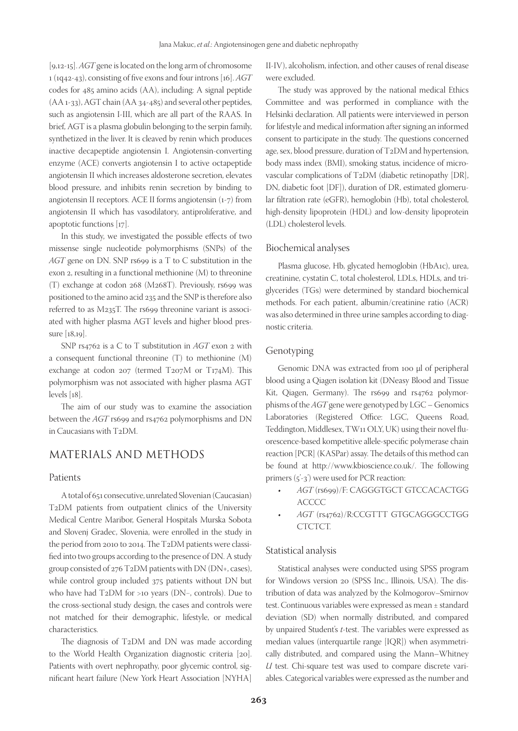[9,12-15]. *AGT* gene is located on the long arm of chromosome 1 (1q42-43), consisting of five exons and four introns [16]. *AGT* codes for 485 amino acids (AA), including: A signal peptide (AA 1-33), AGT chain (AA 34-485) and several other peptides, such as angiotensin I-III, which are all part of the RAAS. In brief, AGT is a plasma globulin belonging to the serpin family, synthetized in the liver. It is cleaved by renin which produces inactive decapeptide angiotensin I. Angiotensin-converting enzyme (ACE) converts angiotensin I to active octapeptide angiotensin II which increases aldosterone secretion, elevates blood pressure, and inhibits renin secretion by binding to angiotensin II receptors. ACE II forms angiotensin (1-7) from angiotensin II which has vasodilatory, antiproliferative, and apoptotic functions [17].

In this study, we investigated the possible effects of two missense single nucleotide polymorphisms (SNPs) of the *AGT* gene on DN. SNP rs699 is a T to C substitution in the exon 2, resulting in a functional methionine (M) to threonine (T) exchange at codon 268 (M268T). Previously, rs699 was positioned to the amino acid 235 and the SNP is therefore also referred to as M235T. The rs699 threonine variant is associated with higher plasma AGT levels and higher blood pressure [18,19].

SNP rs4762 is a C to T substitution in *AGT* exon 2 with a consequent functional threonine (T) to methionine (M) exchange at codon 207 (termed T207M or T174M). This polymorphism was not associated with higher plasma AGT levels [18].

The aim of our study was to examine the association between the *AGT* rs699 and rs4762 polymorphisms and DN in Caucasians with T2DM.

## MATERIALS AND METHODS

### Patients

A total of 651 consecutive, unrelated Slovenian (Caucasian) T2DM patients from outpatient clinics of the University Medical Centre Maribor, General Hospitals Murska Sobota and Slovenj Gradec, Slovenia, were enrolled in the study in the period from 2010 to 2014. The T2DM patients were classified into two groups according to the presence of DN. A study group consisted of 276 T2DM patients with DN (DN+, cases), while control group included 375 patients without DN but who have had T2DM for >10 years (DN–, controls). Due to the cross-sectional study design, the cases and controls were not matched for their demographic, lifestyle, or medical characteristics.

The diagnosis of T2DM and DN was made according to the World Health Organization diagnostic criteria [20]. Patients with overt nephropathy, poor glycemic control, significant heart failure (New York Heart Association [NYHA] II-IV), alcoholism, infection, and other causes of renal disease were excluded.

The study was approved by the national medical Ethics Committee and was performed in compliance with the Helsinki declaration. All patients were interviewed in person for lifestyle and medical information after signing an informed consent to participate in the study. The questions concerned age, sex, blood pressure, duration of T2DM and hypertension, body mass index (BMI), smoking status, incidence of microvascular complications of T2DM (diabetic retinopathy [DR], DN, diabetic foot [DF]), duration of DR, estimated glomerular filtration rate (eGFR), hemoglobin (Hb), total cholesterol, high-density lipoprotein (HDL) and low-density lipoprotein (LDL) cholesterol levels.

### Biochemical analyses

Plasma glucose, Hb, glycated hemoglobin (HbA1c), urea, creatinine, cystatin C, total cholesterol, LDLs, HDLs, and triglycerides (TGs) were determined by standard biochemical methods. For each patient, albumin/creatinine ratio (ACR) was also determined in three urine samples according to diagnostic criteria.

### Genotyping

Genomic DNA was extracted from 100 μl of peripheral blood using a Qiagen isolation kit (DNeasy Blood and Tissue Kit, Qiagen, Germany). The rs699 and rs4762 polymorphisms of the *AGT* gene were genotyped by LGC – Genomics Laboratories (Registered Office: LGC, Queens Road, Teddington, Middlesex, TW11 OLY, UK) using their novel fluorescence-based kompetitive allele-specific polymerase chain reaction [PCR] (KASPar) assay. The details of this method can be found at http://www.kbioscience.co.uk/. The following primers (5'-3') were used for PCR reaction:

- *AGT* (rs699)/F: CAGGGTGCT GTCCACACTGG ACCCC
- *AGT* (rs4762)/R:CCGTTT GTGCAGGGCCTGG CTCTCT.

### Statistical analysis

Statistical analyses were conducted using SPSS program for Windows version 20 (SPSS Inc., Illinois, USA). The distribution of data was analyzed by the Kolmogorov–Smirnov test. Continuous variables were expressed as mean ± standard deviation (SD) when normally distributed, and compared by unpaired Student's *t*-test. The variables were expressed as median values (interquartile range [IQR]) when asymmetrically distributed, and compared using the Mann–Whitney *U* test. Chi-square test was used to compare discrete variables. Categorical variables were expressed as the number and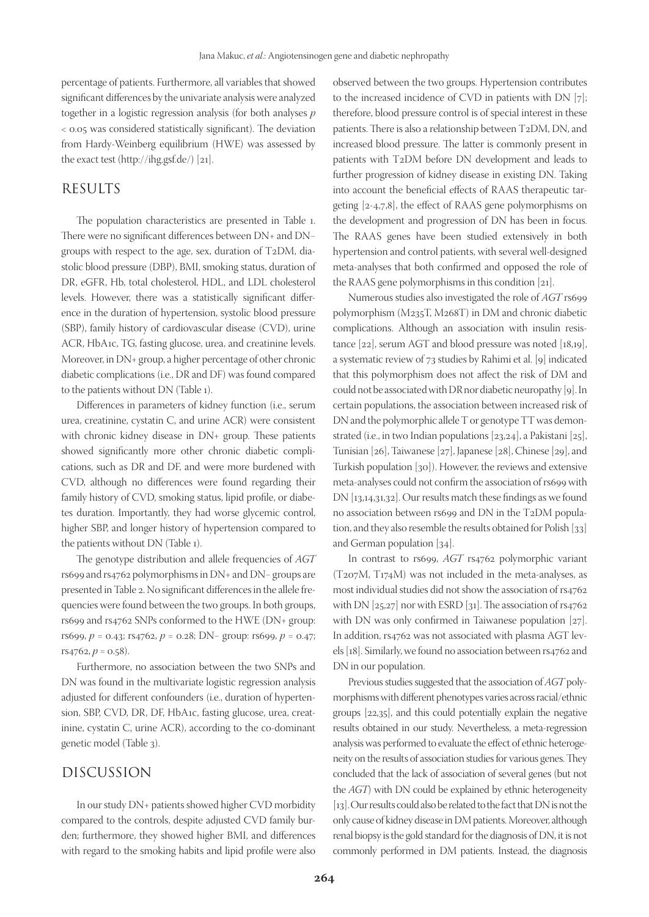percentage of patients. Furthermore, all variables that showed significant differences by the univariate analysis were analyzed together in a logistic regression analysis (for both analyses $p < 0.05$ was considered statistically significant). The deviation from Hardy-Weinberg equilibrium (HWE) was assessed by the exact test (http://ihg.gsf.de/) [21].

## RESULTS

The population characteristics are presented in Table 1. There were no significant differences between DN+ and DN− groups with respect to the age, sex, duration of T2DM, diastolic blood pressure (DBP), BMI, smoking status, duration of DR, eGFR, Hb, total cholesterol, HDL, and LDL cholesterol levels. However, there was a statistically significant difference in the duration of hypertension, systolic blood pressure (SBP), family history of cardiovascular disease (CVD), urine ACR, HbA1c, TG, fasting glucose, urea, and creatinine levels. Moreover, in DN+ group, a higher percentage of other chronic diabetic complications (i.e., DR and DF) was found compared to the patients without DN (Table 1).

Differences in parameters of kidney function (i.e., serum urea, creatinine, cystatin C, and urine ACR) were consistent with chronic kidney disease in DN+ group. These patients showed significantly more other chronic diabetic complications, such as DR and DF, and were more burdened with CVD, although no differences were found regarding their family history of CVD, smoking status, lipid profile, or diabetes duration. Importantly, they had worse glycemic control, higher SBP, and longer history of hypertension compared to the patients without DN (Table 1).

The genotype distribution and allele frequencies of *AGT* rs699 and rs4762 polymorphisms in DN+ and DN− groups are presented in Table 2. No significant differences in the allele frequencies were found between the two groups. In both groups, rs699 and rs4762 SNPs conformed to the HWE (DN+ group: rs699, $p = 0.43$; rs4762, $p = 0.28$; DN− group: rs699, $p = 0.47$; rs4762, $p = 0.58$).

Furthermore, no association between the two SNPs and DN was found in the multivariate logistic regression analysis adjusted for different confounders (i.e., duration of hypertension, SBP, CVD, DR, DF, HbA1c, fasting glucose, urea, creatinine, cystatin C, urine ACR), according to the co-dominant genetic model (Table 3).

## DISCUSSION

In our study DN+ patients showed higher CVD morbidity compared to the controls, despite adjusted CVD family burden; furthermore, they showed higher BMI, and differences with regard to the smoking habits and lipid profile were also observed between the two groups. Hypertension contributes to the increased incidence of CVD in patients with DN [7]; therefore, blood pressure control is of special interest in these patients. There is also a relationship between T2DM, DN, and increased blood pressure. The latter is commonly present in patients with T2DM before DN development and leads to further progression of kidney disease in existing DN. Taking into account the beneficial effects of RAAS therapeutic targeting [2-4,7,8], the effect of RAAS gene polymorphisms on the development and progression of DN has been in focus. The RAAS genes have been studied extensively in both hypertension and control patients, with several well-designed meta-analyses that both confirmed and opposed the role of the RAAS gene polymorphisms in this condition [21].

Numerous studies also investigated the role of *AGT* rs699 polymorphism (M235T, M268T) in DM and chronic diabetic complications. Although an association with insulin resistance [22], serum AGT and blood pressure was noted [18,19], a systematic review of 73 studies by Rahimi et al. [9] indicated that this polymorphism does not affect the risk of DM and could not be associated with DR nor diabetic neuropathy [9]. In certain populations, the association between increased risk of DN and the polymorphic allele T or genotype TT was demonstrated (i.e., in two Indian populations [23,24], a Pakistani [25], Tunisian [26], Taiwanese [27], Japanese [28], Chinese [29], and Turkish population [30]). However, the reviews and extensive meta-analyses could not confirm the association of rs699 with DN [13,14,31,32]. Our results match these findings as we found no association between rs699 and DN in the T2DM population, and they also resemble the results obtained for Polish [33] and German population [34].

In contrast to rs699, *AGT* rs4762 polymorphic variant (T207M, T174M) was not included in the meta-analyses, as most individual studies did not show the association of rs4762 with DN [25,27] nor with ESRD [31]. The association of rs4762 with DN was only confirmed in Taiwanese population [27]. In addition, rs4762 was not associated with plasma AGT levels [18]. Similarly, we found no association between rs4762 and DN in our population.

Previous studies suggested that the association of *AGT* polymorphisms with different phenotypes varies across racial/ethnic groups [22,35], and this could potentially explain the negative results obtained in our study. Nevertheless, a meta-regression analysis was performed to evaluate the effect of ethnic heterogeneity on the results of association studies for various genes. They concluded that the lack of association of several genes (but not the *AGT*) with DN could be explained by ethnic heterogeneity [13]. Our results could also be related to the fact that DN is not the only cause of kidney disease in DM patients. Moreover, although renal biopsy is the gold standard for the diagnosis of DN, it is not commonly performed in DM patients. Instead, the diagnosis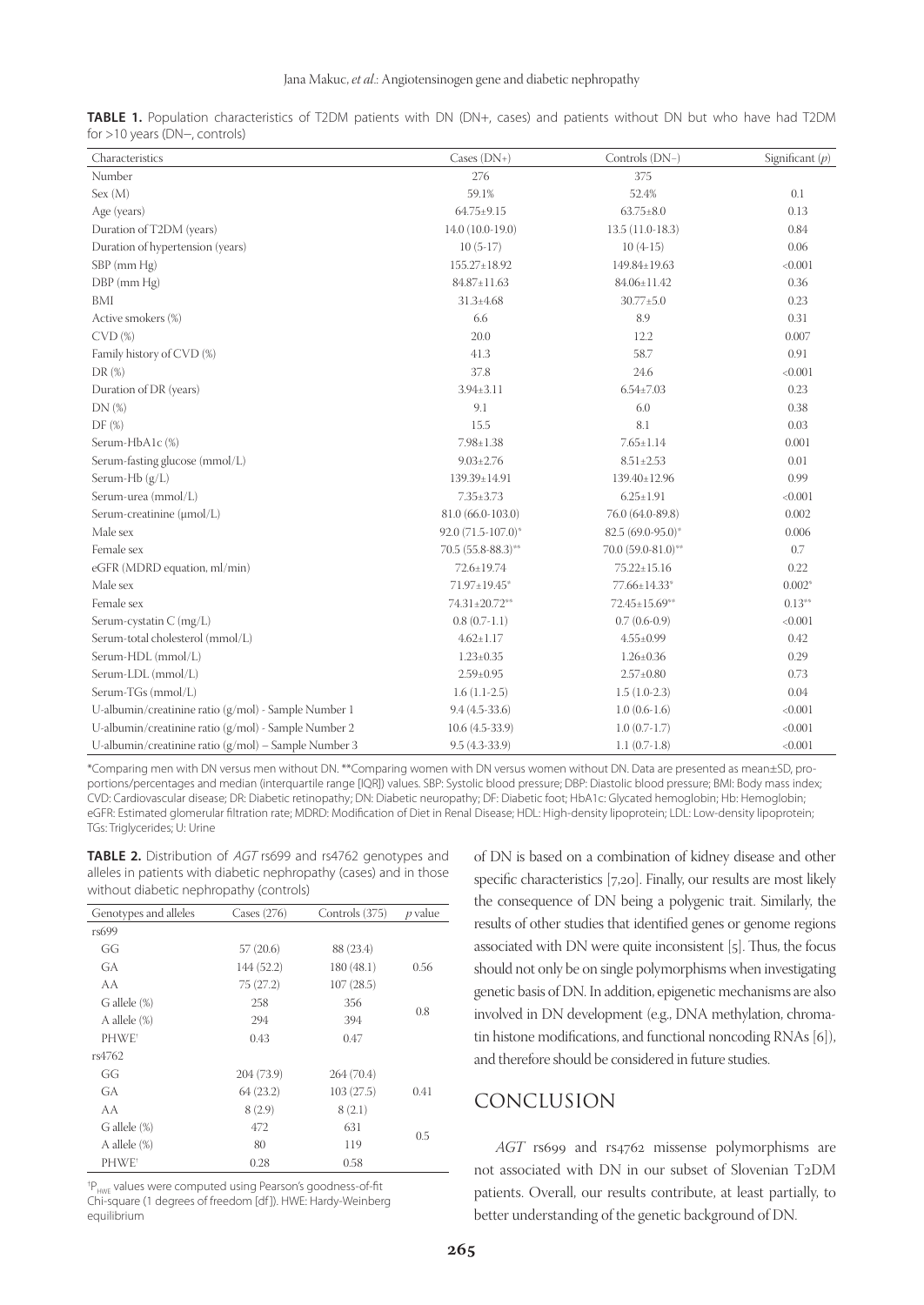**TABLE 1.** Population characteristics of T2DM patients with DN (DN+, cases) and patients without DN but who have had T2DM for >10 years (DN−, controls)

| Characteristics | Cases (DN+) | Controls (DN−) | Significant (*p*) |
|---|---|---|---|
| Number | 276 | 375 | |
| Sex (M) | 59.1% | 52.4% | 0.1 |
| Age (years) | 64.75±9.15 | 63.75±8.0 | 0.13 |
| Duration of T2DM (years) | 14.0 (10.0-19.0) | 13.5 (11.0-18.3) | 0.84 |
| Duration of hypertension (years) | 10 (5-17) | 10 (4-15) | 0.06 |
| SBP (mm Hg) | 155.27±18.92 | 149.84±19.63 | <0.001 |
| DBP (mm Hg) | 84.87±11.63 | 84.06±11.42 | 0.36 |
| BMI | 31.3±4.68 | 30.77±5.0 | 0.23 |
| Active smokers (%) | 6.6 | 8.9 | 0.31 |
| CVD (%) | 20.0 | 12.2 | 0.007 |
| Family history of CVD (%) | 41.3 | 58.7 | 0.91 |
| DR (%) | 37.8 | 24.6 | <0.001 |
| Duration of DR (years) | 3.94±3.11 | 6.54±7.03 | 0.23 |
| DN (%) | 9.1 | 6.0 | 0.38 |
| DF (%) | 15.5 | 8.1 | 0.03 |
| Serum-HbA1c (%) | 7.98±1.38 | 7.65±1.14 | 0.001 |
| Serum-fasting glucose (mmol/L) | 9.03±2.76 | 8.51±2.53 | 0.01 |
| Serum-Hb (g/L) | 139.39±14.91 | 139.40±12.96 | 0.99 |
| Serum-urea (mmol/L) | 7.35±3.73 | 6.25±1.91 | <0.001 |
| Serum-creatinine (µmol/L) | 81.0 (66.0-103.0) | 76.0 (64.0-89.8) | 0.002 |
| Male sex | 92.0 (71.5-107.0)* | 82.5 (69.0-95.0)* | 0.006 |
| Female sex | 70.5 (55.8-88.3)** | 70.0 (59.0-81.0)** | 0.7 |
| eGFR (MDRD equation, ml/min) | 72.6±19.74 | 75.22±15.16 | 0.22 |
| Male sex | 71.97±19.45* | 77.66±14.33* | 0.002* |
| Female sex | 74.31±20.72** | 72.45±15.69** | 0.13** |
| Serum-cystatin C (mg/L) | 0.8 (0.7-1.1) | 0.7 (0.6-0.9) | <0.001 |
| Serum-total cholesterol (mmol/L) | 4.62±1.17 | 4.55±0.99 | 0.42 |
| Serum-HDL (mmol/L) | 1.23±0.35 | 1.26±0.36 | 0.29 |
| Serum-LDL (mmol/L) | 2.59±0.95 | 2.57±0.80 | 0.73 |
| Serum-TGs (mmol/L) | 1.6 (1.1-2.5) | 1.5 (1.0-2.3) | 0.04 |
| U-albumin/creatinine ratio (g/mol) - Sample Number 1 | 9.4 (4.5-33.6) | 1.0 (0.6-1.6) | <0.001 |
| U-albumin/creatinine ratio (g/mol) - Sample Number 2 | 10.6 (4.5-33.9) | 1.0 (0.7-1.7) | <0.001 |
| U-albumin/creatinine ratio (g/mol) – Sample Number 3 | 9.5 (4.3-33.9) | 1.1 (0.7-1.8) | <0.001 |

*Comparing men with DN versus men without DN. **Comparing women with DN versus women without DN. Data are presented as mean±SD, proportions/percentages and median (interquartile range [IQR]) values. SBP: Systolic blood pressure; DBP: Diastolic blood pressure; BMI: Body mass index; CVD: Cardiovascular disease; DR: Diabetic retinopathy; DN: Diabetic neuropathy; DF: Diabetic foot; HbA1c: Glycated hemoglobin; Hb: Hemoglobin; eGFR: Estimated glomerular filtration rate; MDRD: Modification of Diet in Renal Disease; HDL: High-density lipoprotein; LDL: Low-density lipoprotein; TGs: Triglycerides; U: Urine

**TABLE 2.** Distribution of *AGT* rs699 and rs4762 genotypes and alleles in patients with diabetic nephropathy (cases) and in those without diabetic nephropathy (controls)

| Genotypes and alleles | Cases (276) | Controls (375) | *p* value |
|---|---|---|---|
| rs699 | | | |
| GG | 57 (20.6) | 88 (23.4) | |
| GA | 144 (52.2) | 180 (48.1) | 0.56 |
| AA | 75 (27.2) | 107 (28.5) | |
| G allele (%) | 258 | 356 | 0.8 |
| A allele (%) | 294 | 394 | |
| PHWE† | 0.43 | 0.47 | |
| rs4762 | | | |
| GG | 204 (73.9) | 264 (70.4) | |
| GA | 64 (23.2) | 103 (27.5) | 0.41 |
| AA | 8 (2.9) | 8 (2.1) | |
| G allele (%) | 472 | 631 | 0.5 |
| A allele (%) | 80 | 119 | |
| PHWE† | 0.28 | 0.58 | |

†$P_{HWE}$ values were computed using Pearson's goodness-of-fit Chi-square (1 degrees of freedom [df]). HWE: Hardy-Weinberg equilibrium

of DN is based on a combination of kidney disease and other specific characteristics [7,20]. Finally, our results are most likely the consequence of DN being a polygenic trait. Similarly, the results of other studies that identified genes or genome regions associated with DN were quite inconsistent [5]. Thus, the focus should not only be on single polymorphisms when investigating genetic basis of DN. In addition, epigenetic mechanisms are also involved in DN development (e.g., DNA methylation, chromatin histone modifications, and functional noncoding RNAs [6]), and therefore should be considered in future studies.

## CONCLUSION

*AGT* rs699 and rs4762 missense polymorphisms are not associated with DN in our subset of Slovenian T2DM patients. Overall, our results contribute, at least partially, to better understanding of the genetic background of DN.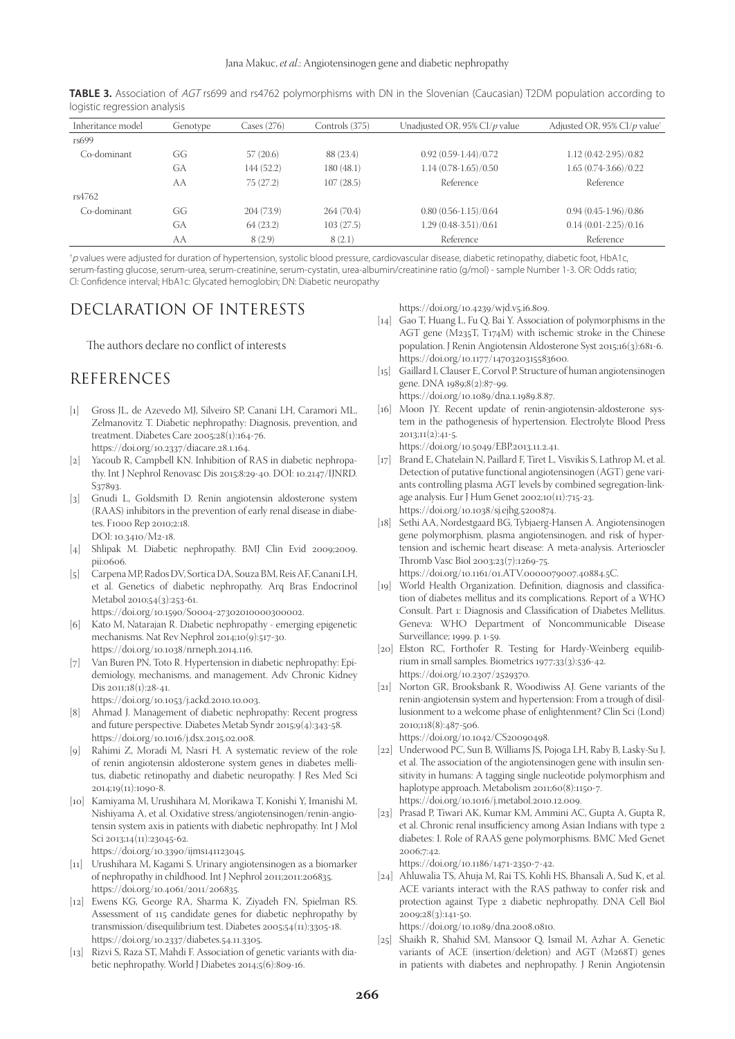**TABLE 3.** Association of *AGT* rs699 and rs4762 polymorphisms with DN in the Slovenian (Caucasian) T2DM population according to logistic regression analysis

| Inheritance model | Genotype | Cases (276) | Controls (375) | Unadjusted OR, 95% CI/*p* value | Adjusted OR, 95% CI/*p* value[†] |
|---|---|---|---|---|---|
| rs699 | | | | | |
| Co-dominant | GG | 57 (20.6) | 88 (23.4) | 0.92 (0.59-1.44)/0.72 | 1.12 (0.42-2.95)/0.82 |
| | GA | 144 (52.2) | 180 (48.1) | 1.14 (0.78-1.65)/0.50 | 1.65 (0.74-3.66)/0.22 |
| | AA | 75 (27.2) | 107 (28.5) | Reference | Reference |
| rs4762 | | | | | |
| Co-dominant | GG | 204 (73.9) | 264 (70.4) | 0.80 (0.56-1.15)/0.64 | 0.94 (0.45-1.96)/0.86 |
| | GA | 64 (23.2) | 103 (27.5) | 1.29 (0.48-3.51)/0.61 | 0.14 (0.01-2.25)/0.16 |
| | AA | 8 (2.9) | 8 (2.1) | Reference | Reference |

[†]*p* values were adjusted for duration of hypertension, systolic blood pressure, cardiovascular disease, diabetic retinopathy, diabetic foot, HbA1c, serum-fasting glucose, serum-urea, serum-creatinine, serum-cystatin, urea-albumin/creatinine ratio (g/mol) - sample Number 1-3. OR: Odds ratio; CI: Confidence interval; HbA1c: Glycated hemoglobin; DN: Diabetic neuropathy

## DECLARATION OF INTERESTS

The authors declare no conflict of interests

## REFERENCES

[1] Gross JL, de Azevedo MJ, Silveiro SP, Canani LH, Caramori ML, Zelmanovitz T. Diabetic nephropathy: Diagnosis, prevention, and treatment. Diabetes Care 2005;28(1):164-76. https://doi.org/10.2337/diacare.28.1.164.

[2] Yacoub R, Campbell KN. Inhibition of RAS in diabetic nephropathy. Int J Nephrol Renovasc Dis 2015;8:29-40. DOI: 10.2147/IJNRD.S37893.

[3] Gnudi L, Goldsmith D. Renin angiotensin aldosterone system (RAAS) inhibitors in the prevention of early renal disease in diabetes. F1000 Rep 2010;2:18. DOI: 10.3410/M2-18.

[4] Shlipak M. Diabetic nephropathy. BMJ Clin Evid 2009;2009. pii:0606.

[5] Carpena MP, Rados DV, Sortica DA, Souza BM, Reis AF, Canani LH, et al. Genetics of diabetic nephropathy. Arq Bras Endocrinol Metabol 2010;54(3):253-61. https://doi.org/10.1590/S0004-27302010000300002.

[6] Kato M, Natarajan R. Diabetic nephropathy - emerging epigenetic mechanisms. Nat Rev Nephrol 2014;10(9):517-30. https://doi.org/10.1038/nrneph.2014.116.

[7] Van Buren PN, Toto R. Hypertension in diabetic nephropathy: Epidemiology, mechanisms, and management. Adv Chronic Kidney Dis 2011;18(1):28-41. https://doi.org/10.1053/j.ackd.2010.10.003.

[8] Ahmad J. Management of diabetic nephropathy: Recent progress and future perspective. Diabetes Metab Syndr 2015;9(4):343-58. https://doi.org/10.1016/j.dsx.2015.02.008.

[9] Rahimi Z, Moradi M, Nasri H. A systematic review of the role of renin angiotensin aldosterone system genes in diabetes mellitus, diabetic retinopathy and diabetic neuropathy. J Res Med Sci 2014;19(11):1090-8.

[10] Kamiyama M, Urushihara M, Morikawa T, Konishi Y, Imanishi M, Nishiyama A, et al. Oxidative stress/angiotensinogen/renin-angiotensin system axis in patients with diabetic nephropathy. Int J Mol Sci 2013;14(11):23045-62. https://doi.org/10.3390/ijms141123045.

[11] Urushihara M, Kagami S. Urinary angiotensinogen as a biomarker of nephropathy in childhood. Int J Nephrol 2011;2011:206835. https://doi.org/10.4061/2011/206835.

[12] Ewens KG, George RA, Sharma K, Ziyadeh FN, Spielman RS. Assessment of 115 candidate genes for diabetic nephropathy by transmission/disequilibrium test. Diabetes 2005;54(11):3305-18. https://doi.org/10.2337/diabetes.54.11.3305.

[13] Rizvi S, Raza ST, Mahdi F. Association of genetic variants with diabetic nephropathy. World J Diabetes 2014;5(6):809-16. https://doi.org/10.4239/wjd.v5.i6.809.

[14] Gao T, Huang L, Fu Q, Bai Y. Association of polymorphisms in the AGT gene (M235T, T174M) with ischemic stroke in the Chinese population. J Renin Angiotensin Aldosterone Syst 2015;16(3):681-6. https://doi.org/10.1177/1470320315583600.

[15] Gaillard I, Clauser E, Corvol P. Structure of human angiotensinogen gene. DNA 1989;8(2):87-99. https://doi.org/10.1089/dna.1.1989.8.87.

[16] Moon JY. Recent update of renin-angiotensin-aldosterone system in the pathogenesis of hypertension. Electrolyte Blood Press 2013;11(2):41-5. https://doi.org/10.5049/EBP.2013.11.2.41.

[17] Brand E, Chatelain N, Paillard F, Tiret L, Visvikis S, Lathrop M, et al. Detection of putative functional angiotensinogen (AGT) gene variants controlling plasma AGT levels by combined segregation-linkage analysis. Eur J Hum Genet 2002;10(11):715-23. https://doi.org/10.1038/sj.ejhg.5200874.

[18] Sethi AA, Nordestgaard BG, Tybjaerg-Hansen A. Angiotensinogen gene polymorphism, plasma angiotensinogen, and risk of hypertension and ischemic heart disease: A meta-analysis. Arterioscler Thromb Vasc Biol 2003;23(7):1269-75. https://doi.org/10.1161/01.ATV.0000079007.40884.5C.

[19] World Health Organization. Definition, diagnosis and classification of diabetes mellitus and its complications. Report of a WHO Consult. Part 1: Diagnosis and Classification of Diabetes Mellitus. Geneva: WHO Department of Noncommunicable Disease Surveillance; 1999. p. 1-59.

[20] Elston RC, Forthofer R. Testing for Hardy-Weinberg equilibrium in small samples. Biometrics 1977;33(3):536-42. https://doi.org/10.2307/2529370.

[21] Norton GR, Brooksbank R, Woodiwiss AJ. Gene variants of the renin-angiotensin system and hypertension: From a trough of disillusionment to a welcome phase of enlightenment? Clin Sci (Lond) 2010;118(8):487-506. https://doi.org/10.1042/CS20090498.

[22] Underwood PC, Sun B, Williams JS, Pojoga LH, Raby B, Lasky-Su J, et al. The association of the angiotensinogen gene with insulin sensitivity in humans: A tagging single nucleotide polymorphism and haplotype approach. Metabolism 2011;60(8):1150-7. https://doi.org/10.1016/j.metabol.2010.12.009.

[23] Prasad P, Tiwari AK, Kumar KM, Ammini AC, Gupta A, Gupta R, et al. Chronic renal insufficiency among Asian Indians with type 2 diabetes: I. Role of RAAS gene polymorphisms. BMC Med Genet 2006;7:42. https://doi.org/10.1186/1471-2350-7-42.

[24] Ahluwalia TS, Ahuja M, Rai TS, Kohli HS, Bhansali A, Sud K, et al. ACE variants interact with the RAS pathway to confer risk and protection against Type 2 diabetic nephropathy. DNA Cell Biol 2009;28(3):141-50. https://doi.org/10.1089/dna.2008.0810.

[25] Shaikh R, Shahid SM, Mansoor Q, Ismail M, Azhar A. Genetic variants of ACE (insertion/deletion) and AGT (M268T) genes in patients with diabetes and nephropathy. J Renin Angiotensin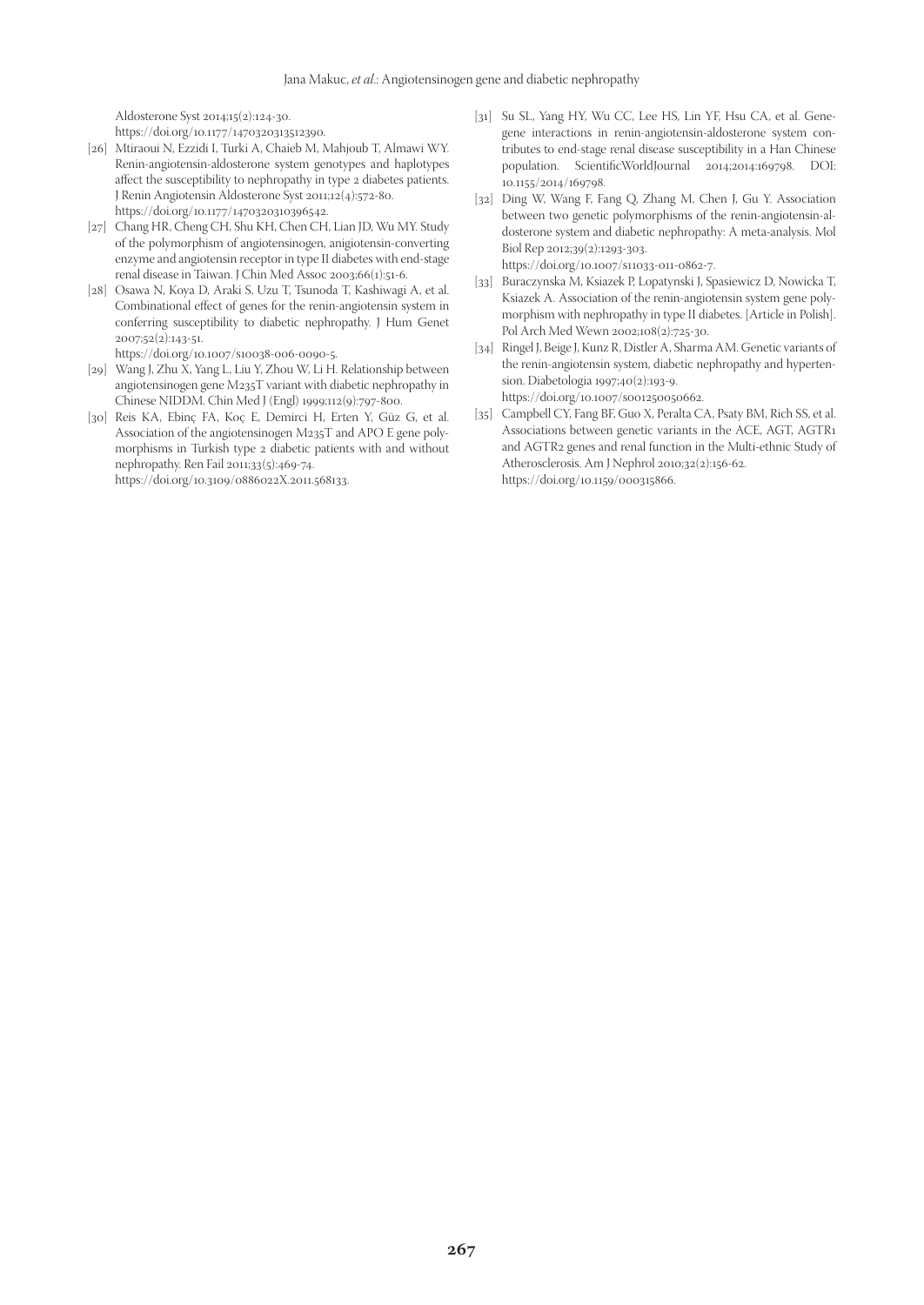Aldosterone Syst 2014;15(2):124-30.
https://doi.org/10.1177/1470320313512390.

[26] Mtiraoui N, Ezzidi I, Turki A, Chaieb M, Mahjoub T, Almawi WY. Renin-angiotensin-aldosterone system genotypes and haplotypes affect the susceptibility to nephropathy in type 2 diabetes patients. J Renin Angiotensin Aldosterone Syst 2011;12(4):572-80.
https://doi.org/10.1177/1470320310396542.

[27] Chang HR, Cheng CH, Shu KH, Chen CH, Lian JD, Wu MY. Study of the polymorphism of angiotensinogen, anigiotensin-converting enzyme and angiotensin receptor in type II diabetes with end-stage renal disease in Taiwan. J Chin Med Assoc 2003;66(1):51-6.

[28] Osawa N, Koya D, Araki S, Uzu T, Tsunoda T, Kashiwagi A, et al. Combinational effect of genes for the renin-angiotensin system in conferring susceptibility to diabetic nephropathy. J Hum Genet 2007;52(2):143-51.
https://doi.org/10.1007/s10038-006-0090-5.

[29] Wang J, Zhu X, Yang L, Liu Y, Zhou W, Li H. Relationship between angiotensinogen gene M235T variant with diabetic nephropathy in Chinese NIDDM. Chin Med J (Engl) 1999;112(9):797-800.

[30] Reis KA, Ebinç FA, Koç E, Demirci H, Erten Y, Güz G, et al. Association of the angiotensinogen M235T and APO E gene polymorphisms in Turkish type 2 diabetic patients with and without nephropathy. Ren Fail 2011;33(5):469-74.
https://doi.org/10.3109/0886022X.2011.568133.

[31] Su SL, Yang HY, Wu CC, Lee HS, Lin YF, Hsu CA, et al. Gene-gene interactions in renin-angiotensin-aldosterone system contributes to end-stage renal disease susceptibility in a Han Chinese population. ScientificWorldJournal 2014;2014:169798. DOI: 10.1155/2014/169798.

[32] Ding W, Wang F, Fang Q, Zhang M, Chen J, Gu Y. Association between two genetic polymorphisms of the renin-angiotensin-aldosterone system and diabetic nephropathy: A meta-analysis. Mol Biol Rep 2012;39(2):1293-303.
https://doi.org/10.1007/s11033-011-0862-7.

[33] Buraczynska M, Ksiazek P, Lopatynski J, Spasiewicz D, Nowicka T, Ksiazek A. Association of the renin-angiotensin system gene polymorphism with nephropathy in type II diabetes. [Article in Polish]. Pol Arch Med Wewn 2002;108(2):725-30.

[34] Ringel J, Beige J, Kunz R, Distler A, Sharma AM. Genetic variants of the renin-angiotensin system, diabetic nephropathy and hypertension. Diabetologia 1997;40(2):193-9.
https://doi.org/10.1007/s001250050662.

[35] Campbell CY, Fang BF, Guo X, Peralta CA, Psaty BM, Rich SS, et al. Associations between genetic variants in the ACE, AGT, AGTR1 and AGTR2 genes and renal function in the Multi-ethnic Study of Atherosclerosis. Am J Nephrol 2010;32(2):156-62.
https://doi.org/10.1159/000315866.